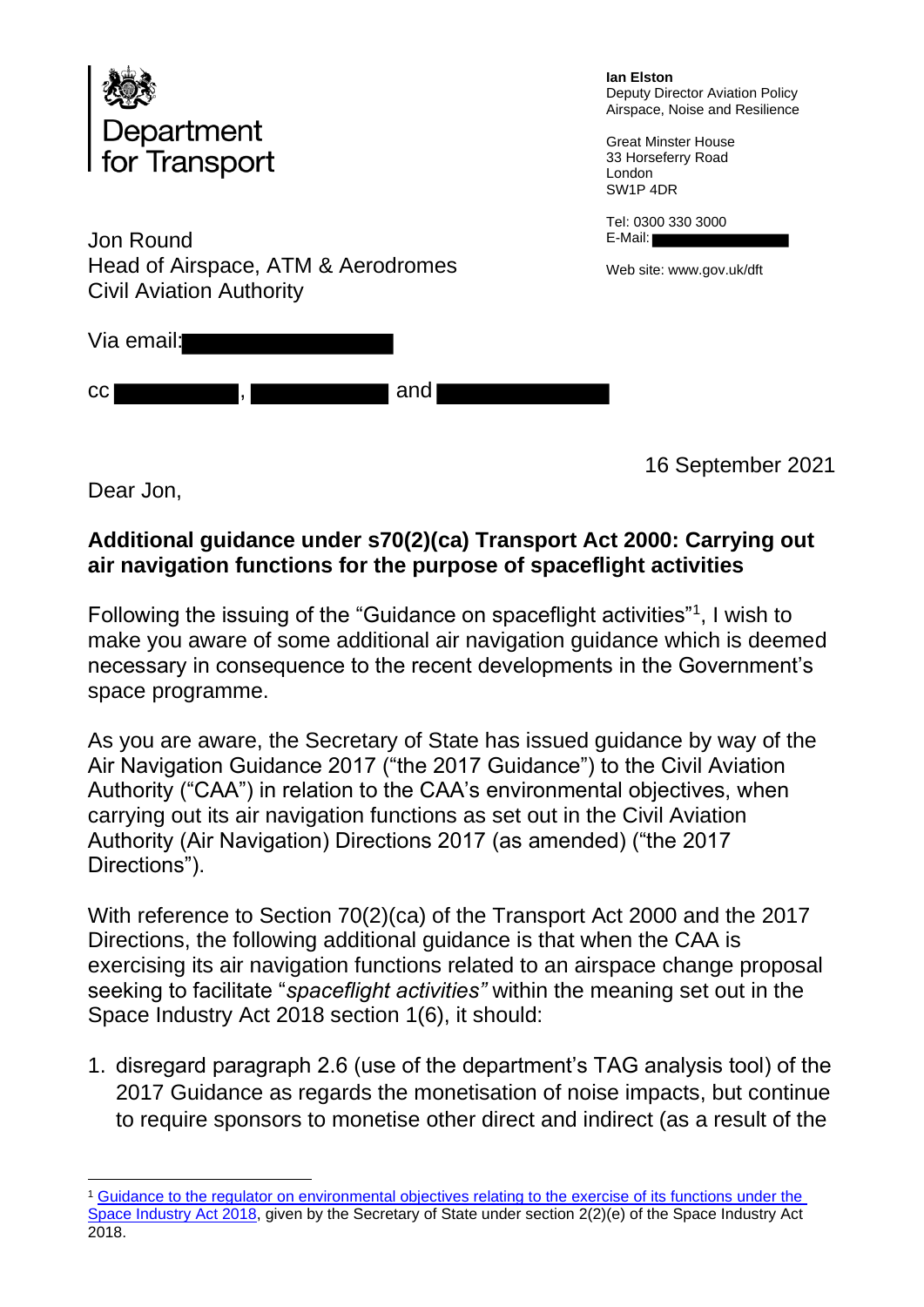Department for Transport

**Ian Elston**
Deputy Director Aviation Policy
Airspace, Noise and Resilience

Great Minster House
33 Horseferry Road
London
SW1P 4DR

Tel: 0300 330 3000
E-Mail:

Web site: www.gov.uk/dft

Jon Round
Head of Airspace, ATM & Aerodromes
Civil Aviation Authority

Via email:

cc , and

16 September 2021

Dear Jon,

**Additional guidance under s70(2)(ca) Transport Act 2000: Carrying out air navigation functions for the purpose of spaceflight activities**

Following the issuing of the "Guidance on spaceflight activities"[1], I wish to make you aware of some additional air navigation guidance which is deemed necessary in consequence to the recent developments in the Government's space programme.

As you are aware, the Secretary of State has issued guidance by way of the Air Navigation Guidance 2017 ("the 2017 Guidance") to the Civil Aviation Authority ("CAA") in relation to the CAA's environmental objectives, when carrying out its air navigation functions as set out in the Civil Aviation Authority (Air Navigation) Directions 2017 (as amended) ("the 2017 Directions").

With reference to Section 70(2)(ca) of the Transport Act 2000 and the 2017 Directions, the following additional guidance is that when the CAA is exercising its air navigation functions related to an airspace change proposal seeking to facilitate "*spaceflight activities"* within the meaning set out in the Space Industry Act 2018 section 1(6), it should:

1. disregard paragraph 2.6 (use of the department's TAG analysis tool) of the 2017 Guidance as regards the monetisation of noise impacts, but continue to require sponsors to monetise other direct and indirect (as a result of the

---

[1] Guidance to the regulator on environmental objectives relating to the exercise of its functions under the Space Industry Act 2018, given by the Secretary of State under section 2(2)(e) of the Space Industry Act 2018.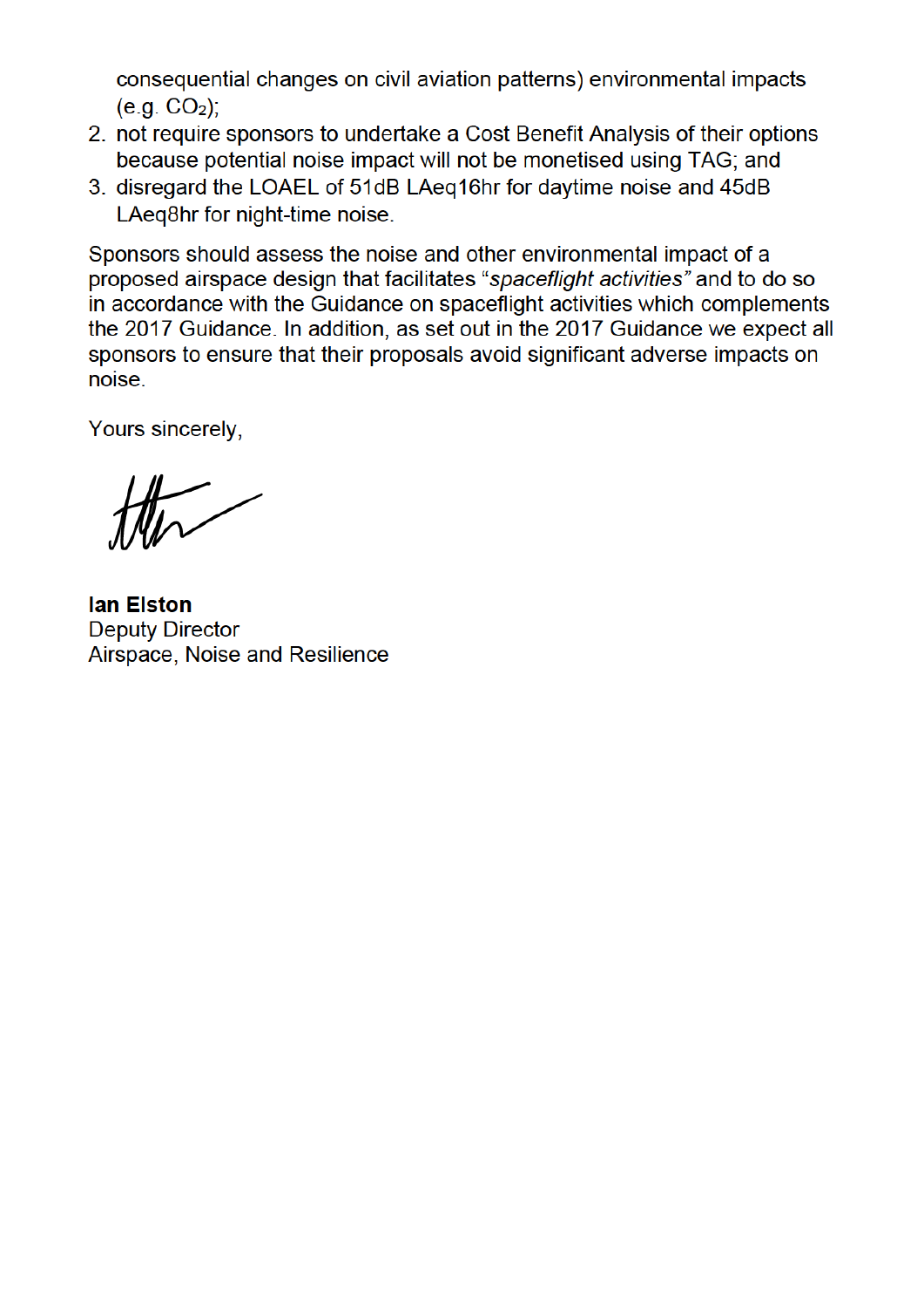consequential changes on civil aviation patterns) environmental impacts (e.g. $CO_2$);

2. not require sponsors to undertake a Cost Benefit Analysis of their options because potential noise impact will not be monetised using TAG; and
3. disregard the LOAEL of 51dB LAeq16hr for daytime noise and 45dB LAeq8hr for night-time noise.

Sponsors should assess the noise and other environmental impact of a proposed airspace design that facilitates "*spaceflight activities*" and to do so in accordance with the Guidance on spaceflight activities which complements the 2017 Guidance. In addition, as set out in the 2017 Guidance we expect all sponsors to ensure that their proposals avoid significant adverse impacts on noise.

Yours sincerely,

**Ian Elston**
Deputy Director
Airspace, Noise and Resilience